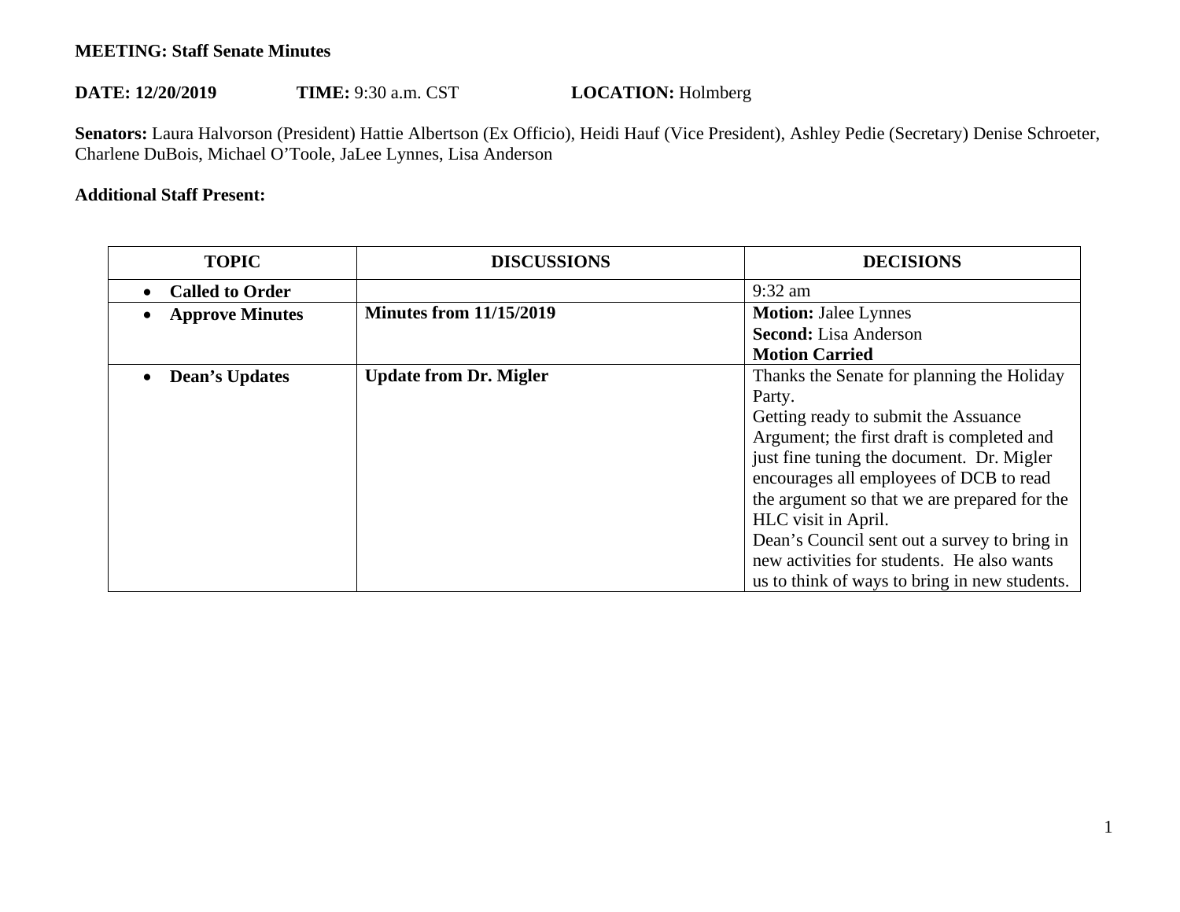**MEETING: Staff Senate Minutes**

**DATE: 12/20/2019** **TIME:** 9:30 a.m. CST **LOCATION:** Holmberg

**Senators:** Laura Halvorson (President) Hattie Albertson (Ex Officio), Heidi Hauf (Vice President), Ashley Pedie (Secretary) Denise Schroeter, Charlene DuBois, Michael O'Toole, JaLee Lynnes, Lisa Anderson

**Additional Staff Present:**

| TOPIC | DISCUSSIONS | DECISIONS |
|---|---|---|
| • **Called to Order** | | 9:32 am |
| • **Approve Minutes** | **Minutes from 11/15/2019** | **Motion:** Jalee Lynnes<br>**Second:** Lisa Anderson<br>**Motion Carried** |
| • **Dean's Updates** | **Update from Dr. Migler** | Thanks the Senate for planning the Holiday Party.<br>Getting ready to submit the Assuance Argument; the first draft is completed and just fine tuning the document. Dr. Migler encourages all employees of DCB to read the argument so that we are prepared for the HLC visit in April.<br>Dean's Council sent out a survey to bring in new activities for students. He also wants us to think of ways to bring in new students. |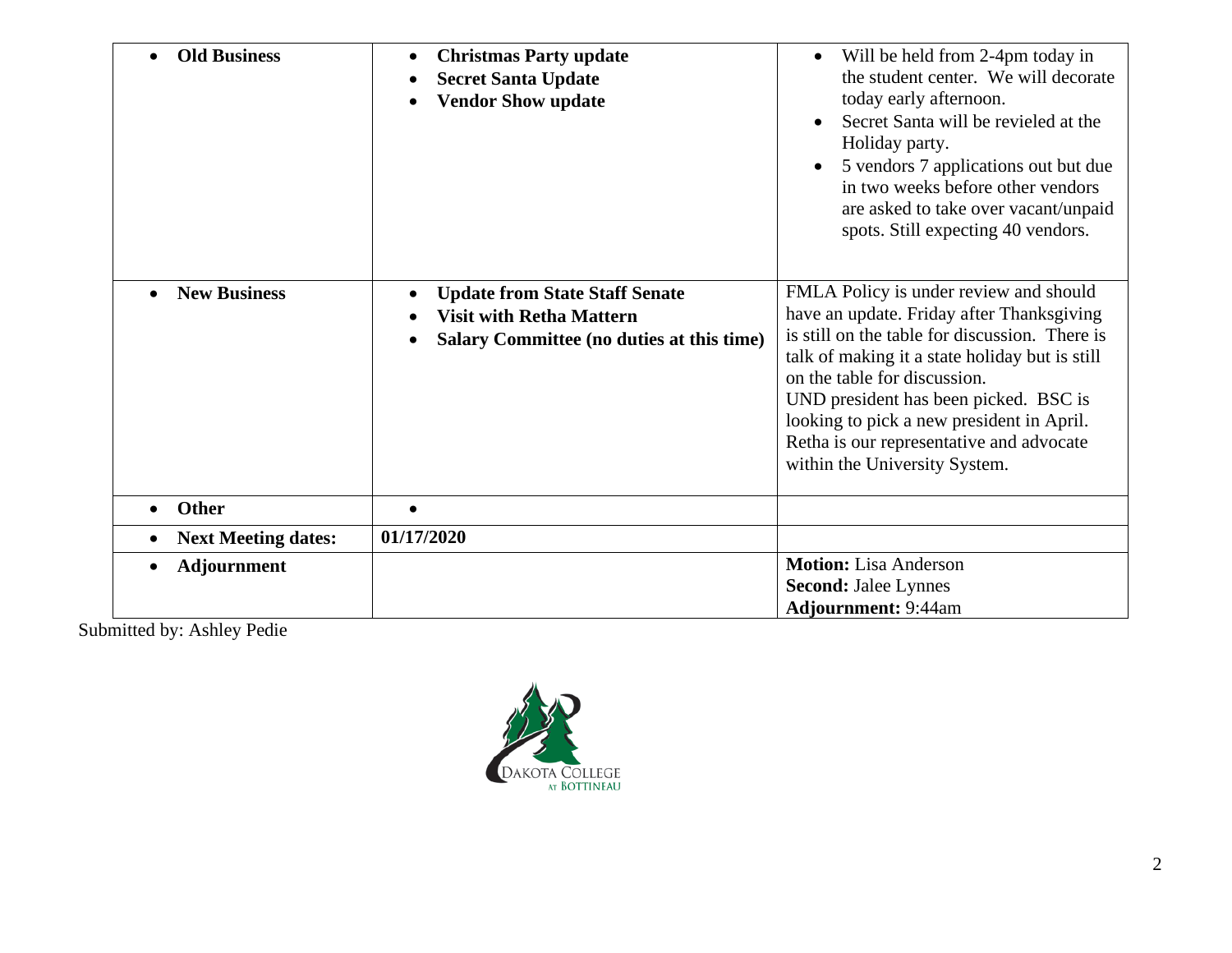| | | |
|---|---|---|
| • **Old Business** | • **Christmas Party update**<br>• **Secret Santa Update**<br>• **Vendor Show update** | • Will be held from 2-4pm today in the student center. We will decorate today early afternoon.<br>• Secret Santa will be revieled at the Holiday party.<br>• 5 vendors 7 applications out but due in two weeks before other vendors are asked to take over vacant/unpaid spots. Still expecting 40 vendors. |
| • **New Business** | • **Update from State Staff Senate**<br>• **Visit with Retha Mattern**<br>• **Salary Committee (no duties at this time)** | FMLA Policy is under review and should have an update. Friday after Thanksgiving is still on the table for discussion. There is talk of making it a state holiday but is still on the table for discussion.<br>UND president has been picked. BSC is looking to pick a new president in April.<br>Retha is our representative and advocate within the University System. |
| • **Other** | • | |
| • **Next Meeting dates:** | **01/17/2020** | |
| • **Adjournment** | | **Motion:** Lisa Anderson<br>**Second:** Jalee Lynnes<br>**Adjournment:** 9:44am |

Submitted by: Ashley Pedie

DAKOTA COLLEGE AT BOTTINEAU